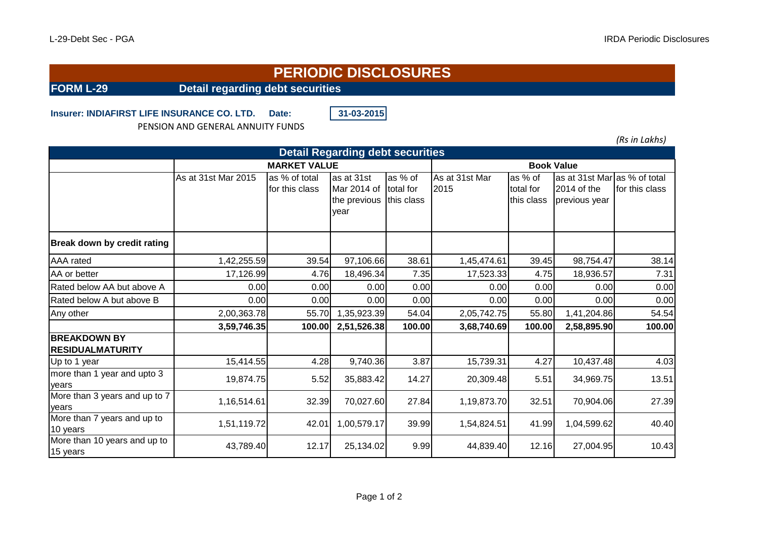# PERIODIC DISCLOSURES

## FORM L-29 Detail regarding debt securities

**Insurer: INDIAFIRST LIFE INSURANCE CO. LTD.** **Date:** **31-03-2015**

PENSION AND GENERAL ANNUITY FUNDS

*(Rs in Lakhs)*

| Detail Regarding debt securities | | | | | | | | |
|---|---|---|---|---|---|---|---|---|
| | MARKET VALUE | | | | Book Value | | | |
| | As at 31st Mar 2015 | as % of total for this class | as at 31st Mar 2014 of the previous year | as % of total for this class | As at 31st Mar 2015 | as % of total for this class | as at 31st Mar 2014 of the previous year | as % of total for this class |
| **Break down by credit rating** | | | | | | | | |
| AAA rated | 1,42,255.59 | 39.54 | 97,106.66 | 38.61 | 1,45,474.61 | 39.45 | 98,754.47 | 38.14 |
| AA or better | 17,126.99 | 4.76 | 18,496.34 | 7.35 | 17,523.33 | 4.75 | 18,936.57 | 7.31 |
| Rated below AA but above A | 0.00 | 0.00 | 0.00 | 0.00 | 0.00 | 0.00 | 0.00 | 0.00 |
| Rated below A but above B | 0.00 | 0.00 | 0.00 | 0.00 | 0.00 | 0.00 | 0.00 | 0.00 |
| Any other | 2,00,363.78 | 55.70 | 1,35,923.39 | 54.04 | 2,05,742.75 | 55.80 | 1,41,204.86 | 54.54 |
| | **3,59,746.35** | **100.00** | **2,51,526.38** | **100.00** | **3,68,740.69** | **100.00** | **2,58,895.90** | **100.00** |
| **BREAKDOWN BY RESIDUALMATURITY** | | | | | | | | |
| Up to 1 year | 15,414.55 | 4.28 | 9,740.36 | 3.87 | 15,739.31 | 4.27 | 10,437.48 | 4.03 |
| more than 1 year and upto 3 years | 19,874.75 | 5.52 | 35,883.42 | 14.27 | 20,309.48 | 5.51 | 34,969.75 | 13.51 |
| More than 3 years and up to 7 years | 1,16,514.61 | 32.39 | 70,027.60 | 27.84 | 1,19,873.70 | 32.51 | 70,904.06 | 27.39 |
| More than 7 years and up to 10 years | 1,51,119.72 | 42.01 | 1,00,579.17 | 39.99 | 1,54,824.51 | 41.99 | 1,04,599.62 | 40.40 |
| More than 10 years and up to 15 years | 43,789.40 | 12.17 | 25,134.02 | 9.99 | 44,839.40 | 12.16 | 27,004.95 | 10.43 |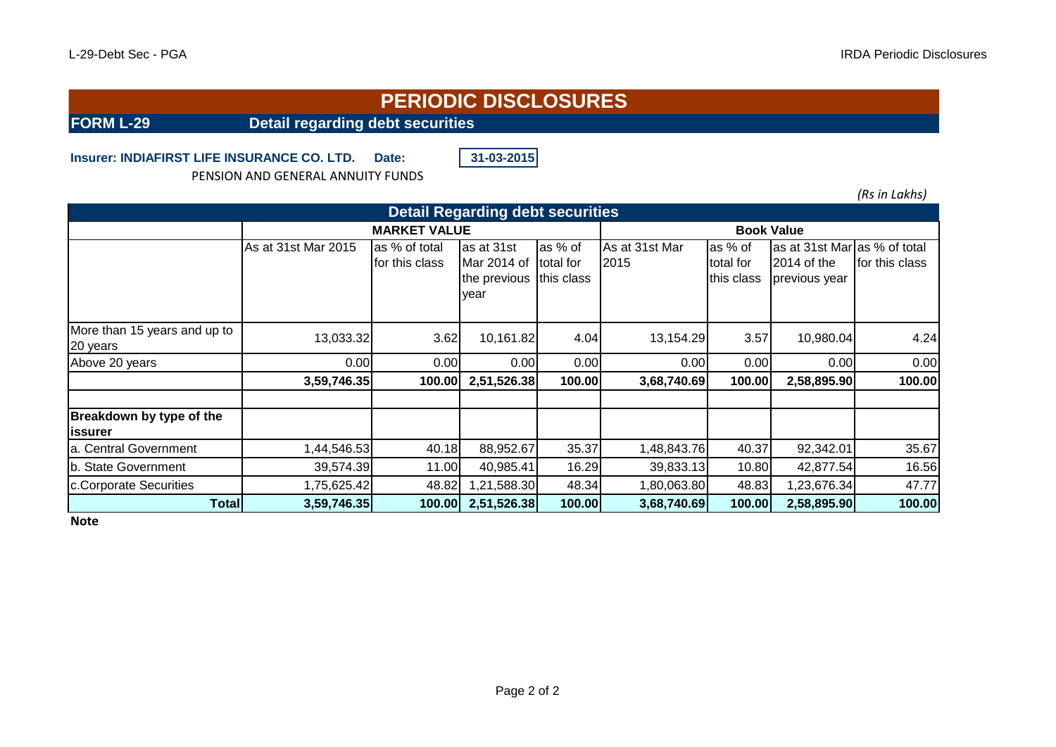# PERIODIC DISCLOSURES

## FORM L-29 Detail regarding debt securities

**Insurer: INDIAFIRST LIFE INSURANCE CO. LTD.** **Date:** **31-03-2015**

PENSION AND GENERAL ANNUITY FUNDS

*(Rs in Lakhs)*

| Detail Regarding debt securities | | | | | | | | |
|---|---|---|---|---|---|---|---|---|
| | MARKET VALUE | | | | Book Value | | | |
| | As at 31st Mar 2015 | as % of total for this class | as at 31st Mar 2014 of the previous year | as % of total for this class | As at 31st Mar 2015 | as % of total for this class | as at 31st Mar 2014 of the previous year | as % of total for this class |
| More than 15 years and up to 20 years | 13,033.32 | 3.62 | 10,161.82 | 4.04 | 13,154.29 | 3.57 | 10,980.04 | 4.24 |
| Above 20 years | 0.00 | 0.00 | 0.00 | 0.00 | 0.00 | 0.00 | 0.00 | 0.00 |
| | **3,59,746.35** | **100.00** | **2,51,526.38** | **100.00** | **3,68,740.69** | **100.00** | **2,58,895.90** | **100.00** |
| | | | | | | | | |
| **Breakdown by type of the issurer** | | | | | | | | |
| a. Central Government | 1,44,546.53 | 40.18 | 88,952.67 | 35.37 | 1,48,843.76 | 40.37 | 92,342.01 | 35.67 |
| b. State Government | 39,574.39 | 11.00 | 40,985.41 | 16.29 | 39,833.13 | 10.80 | 42,877.54 | 16.56 |
| c.Corporate Securities | 1,75,625.42 | 48.82 | 1,21,588.30 | 48.34 | 1,80,063.80 | 48.83 | 1,23,676.34 | 47.77 |
| **Total** | **3,59,746.35** | **100.00** | **2,51,526.38** | **100.00** | **3,68,740.69** | **100.00** | **2,58,895.90** | **100.00** |

**Note**